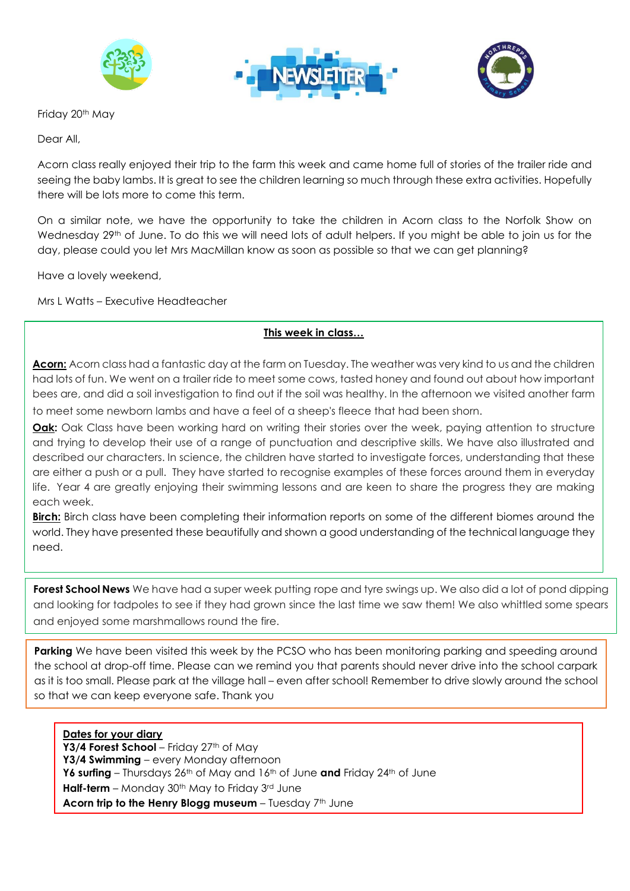# NEWSLETTER

Friday 20th May

Dear All,

Acorn class really enjoyed their trip to the farm this week and came home full of stories of the trailer ride and seeing the baby lambs. It is great to see the children learning so much through these extra activities. Hopefully there will be lots more to come this term.

On a similar note, we have the opportunity to take the children in Acorn class to the Norfolk Show on Wednesday 29th of June. To do this we will need lots of adult helpers. If you might be able to join us for the day, please could you let Mrs MacMillan know as soon as possible so that we can get planning?

Have a lovely weekend,

Mrs L Watts – Executive Headteacher

## This week in class…

**Acorn:** Acorn class had a fantastic day at the farm on Tuesday. The weather was very kind to us and the children had lots of fun. We went on a trailer ride to meet some cows, tasted honey and found out about how important bees are, and did a soil investigation to find out if the soil was healthy. In the afternoon we visited another farm to meet some newborn lambs and have a feel of a sheep's fleece that had been shorn.

**Oak:** Oak Class have been working hard on writing their stories over the week, paying attention to structure and trying to develop their use of a range of punctuation and descriptive skills. We have also illustrated and described our characters. In science, the children have started to investigate forces, understanding that these are either a push or a pull. They have started to recognise examples of these forces around them in everyday life. Year 4 are greatly enjoying their swimming lessons and are keen to share the progress they are making each week.

**Birch:** Birch class have been completing their information reports on some of the different biomes around the world. They have presented these beautifully and shown a good understanding of the technical language they need.

**Forest School News** We have had a super week putting rope and tyre swings up. We also did a lot of pond dipping and looking for tadpoles to see if they had grown since the last time we saw them! We also whittled some spears and enjoyed some marshmallows round the fire.

**Parking** We have been visited this week by the PCSO who has been monitoring parking and speeding around the school at drop-off time. Please can we remind you that parents should never drive into the school carpark as it is too small. Please park at the village hall – even after school! Remember to drive slowly around the school so that we can keep everyone safe. Thank you

**Dates for your diary**

**Y3/4 Forest School** – Friday 27th of May
**Y3/4 Swimming** – every Monday afternoon
**Y6 surfing** – Thursdays 26th of May and 16th of June **and** Friday 24th of June
**Half-term** – Monday 30th May to Friday 3rd June
**Acorn trip to the Henry Blogg museum** – Tuesday 7th June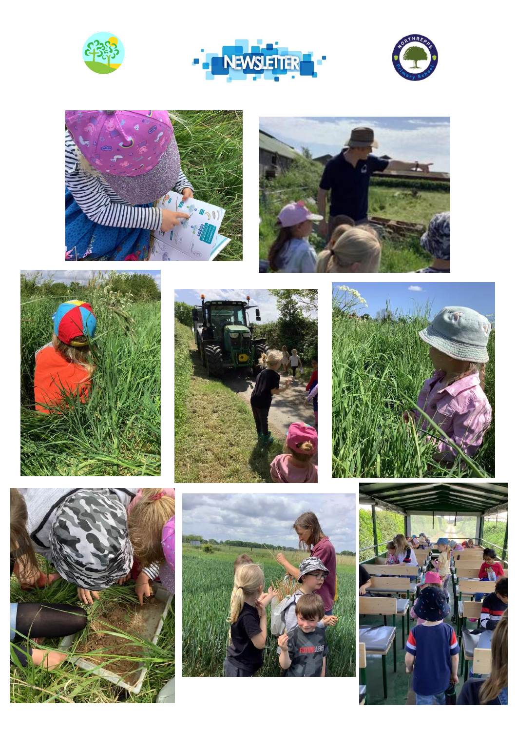NEWSLETTER